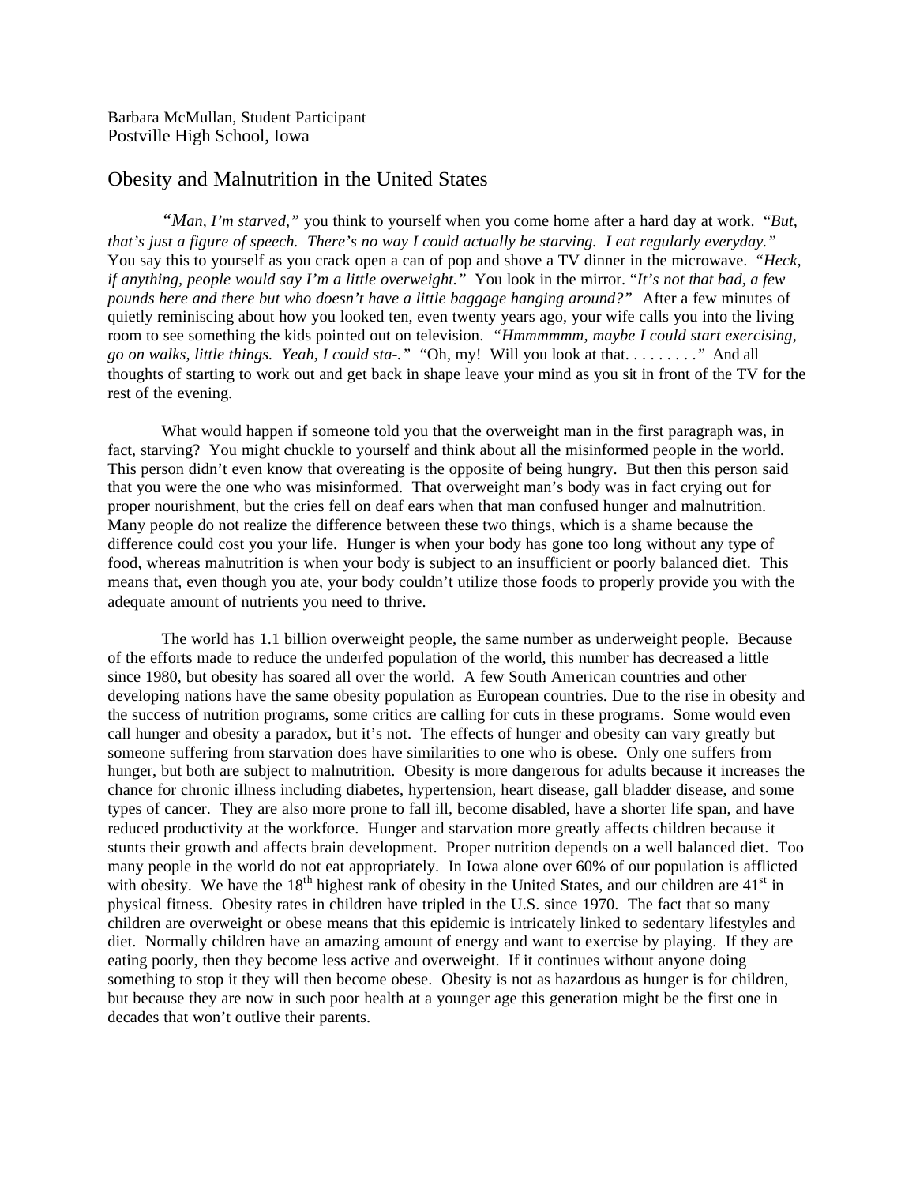Barbara McMullan, Student Participant
Postville High School, Iowa

# Obesity and Malnutrition in the United States

*"Man, I'm starved,"* you think to yourself when you come home after a hard day at work. *"But, that's just a figure of speech. There's no way I could actually be starving. I eat regularly everyday."* You say this to yourself as you crack open a can of pop and shove a TV dinner in the microwave. *"Heck, if anything, people would say I'm a little overweight."* You look in the mirror. "*It's not that bad, a few pounds here and there but who doesn't have a little baggage hanging around?"* After a few minutes of quietly reminiscing about how you looked ten, even twenty years ago, your wife calls you into the living room to see something the kids pointed out on television. *"Hmmmmmm, maybe I could start exercising, go on walks, little things. Yeah, I could sta-."* "Oh, my! Will you look at that. . . . . . . . ." And all thoughts of starting to work out and get back in shape leave your mind as you sit in front of the TV for the rest of the evening.

What would happen if someone told you that the overweight man in the first paragraph was, in fact, starving? You might chuckle to yourself and think about all the misinformed people in the world. This person didn't even know that overeating is the opposite of being hungry. But then this person said that you were the one who was misinformed. That overweight man's body was in fact crying out for proper nourishment, but the cries fell on deaf ears when that man confused hunger and malnutrition. Many people do not realize the difference between these two things, which is a shame because the difference could cost you your life. Hunger is when your body has gone too long without any type of food, whereas malnutrition is when your body is subject to an insufficient or poorly balanced diet. This means that, even though you ate, your body couldn't utilize those foods to properly provide you with the adequate amount of nutrients you need to thrive.

The world has 1.1 billion overweight people, the same number as underweight people. Because of the efforts made to reduce the underfed population of the world, this number has decreased a little since 1980, but obesity has soared all over the world. A few South American countries and other developing nations have the same obesity population as European countries. Due to the rise in obesity and the success of nutrition programs, some critics are calling for cuts in these programs. Some would even call hunger and obesity a paradox, but it's not. The effects of hunger and obesity can vary greatly but someone suffering from starvation does have similarities to one who is obese. Only one suffers from hunger, but both are subject to malnutrition. Obesity is more dangerous for adults because it increases the chance for chronic illness including diabetes, hypertension, heart disease, gall bladder disease, and some types of cancer. They are also more prone to fall ill, become disabled, have a shorter life span, and have reduced productivity at the workforce. Hunger and starvation more greatly affects children because it stunts their growth and affects brain development. Proper nutrition depends on a well balanced diet. Too many people in the world do not eat appropriately. In Iowa alone over 60% of our population is afflicted with obesity. We have the 18th highest rank of obesity in the United States, and our children are 41st in physical fitness. Obesity rates in children have tripled in the U.S. since 1970. The fact that so many children are overweight or obese means that this epidemic is intricately linked to sedentary lifestyles and diet. Normally children have an amazing amount of energy and want to exercise by playing. If they are eating poorly, then they become less active and overweight. If it continues without anyone doing something to stop it they will then become obese. Obesity is not as hazardous as hunger is for children, but because they are now in such poor health at a younger age this generation might be the first one in decades that won't outlive their parents.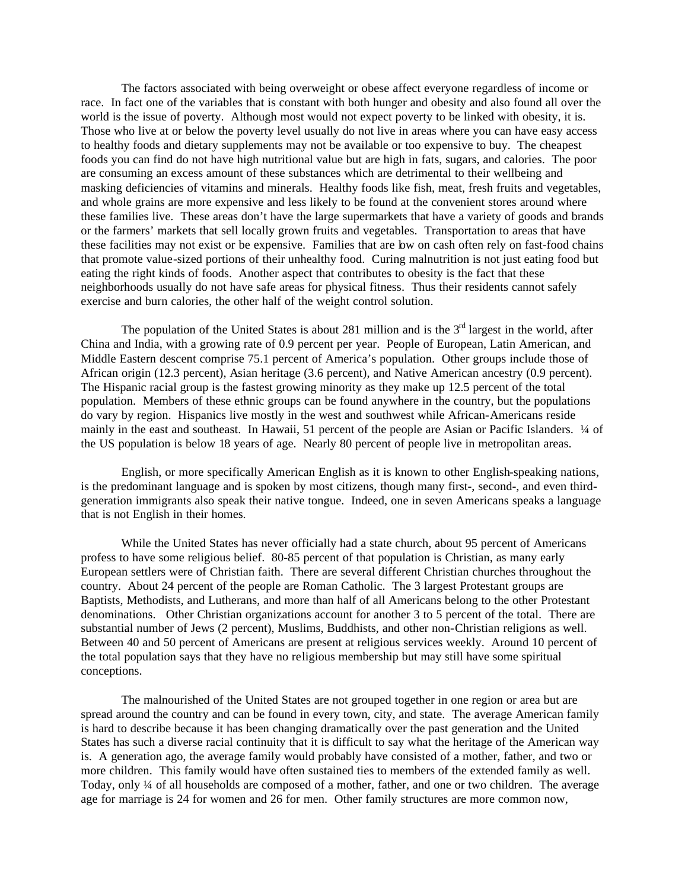The factors associated with being overweight or obese affect everyone regardless of income or race. In fact one of the variables that is constant with both hunger and obesity and also found all over the world is the issue of poverty. Although most would not expect poverty to be linked with obesity, it is. Those who live at or below the poverty level usually do not live in areas where you can have easy access to healthy foods and dietary supplements may not be available or too expensive to buy. The cheapest foods you can find do not have high nutritional value but are high in fats, sugars, and calories. The poor are consuming an excess amount of these substances which are detrimental to their wellbeing and masking deficiencies of vitamins and minerals. Healthy foods like fish, meat, fresh fruits and vegetables, and whole grains are more expensive and less likely to be found at the convenient stores around where these families live. These areas don't have the large supermarkets that have a variety of goods and brands or the farmers' markets that sell locally grown fruits and vegetables. Transportation to areas that have these facilities may not exist or be expensive. Families that are low on cash often rely on fast-food chains that promote value-sized portions of their unhealthy food. Curing malnutrition is not just eating food but eating the right kinds of foods. Another aspect that contributes to obesity is the fact that these neighborhoods usually do not have safe areas for physical fitness. Thus their residents cannot safely exercise and burn calories, the other half of the weight control solution.

The population of the United States is about 281 million and is the 3rd largest in the world, after China and India, with a growing rate of 0.9 percent per year. People of European, Latin American, and Middle Eastern descent comprise 75.1 percent of America's population. Other groups include those of African origin (12.3 percent), Asian heritage (3.6 percent), and Native American ancestry (0.9 percent). The Hispanic racial group is the fastest growing minority as they make up 12.5 percent of the total population. Members of these ethnic groups can be found anywhere in the country, but the populations do vary by region. Hispanics live mostly in the west and southwest while African-Americans reside mainly in the east and southeast. In Hawaii, 51 percent of the people are Asian or Pacific Islanders. ¼ of the US population is below 18 years of age. Nearly 80 percent of people live in metropolitan areas.

English, or more specifically American English as it is known to other English-speaking nations, is the predominant language and is spoken by most citizens, though many first-, second-, and even third-generation immigrants also speak their native tongue. Indeed, one in seven Americans speaks a language that is not English in their homes.

While the United States has never officially had a state church, about 95 percent of Americans profess to have some religious belief. 80-85 percent of that population is Christian, as many early European settlers were of Christian faith. There are several different Christian churches throughout the country. About 24 percent of the people are Roman Catholic. The 3 largest Protestant groups are Baptists, Methodists, and Lutherans, and more than half of all Americans belong to the other Protestant denominations. Other Christian organizations account for another 3 to 5 percent of the total. There are substantial number of Jews (2 percent), Muslims, Buddhists, and other non-Christian religions as well. Between 40 and 50 percent of Americans are present at religious services weekly. Around 10 percent of the total population says that they have no religious membership but may still have some spiritual conceptions.

The malnourished of the United States are not grouped together in one region or area but are spread around the country and can be found in every town, city, and state. The average American family is hard to describe because it has been changing dramatically over the past generation and the United States has such a diverse racial continuity that it is difficult to say what the heritage of the American way is. A generation ago, the average family would probably have consisted of a mother, father, and two or more children. This family would have often sustained ties to members of the extended family as well. Today, only ¼ of all households are composed of a mother, father, and one or two children. The average age for marriage is 24 for women and 26 for men. Other family structures are more common now,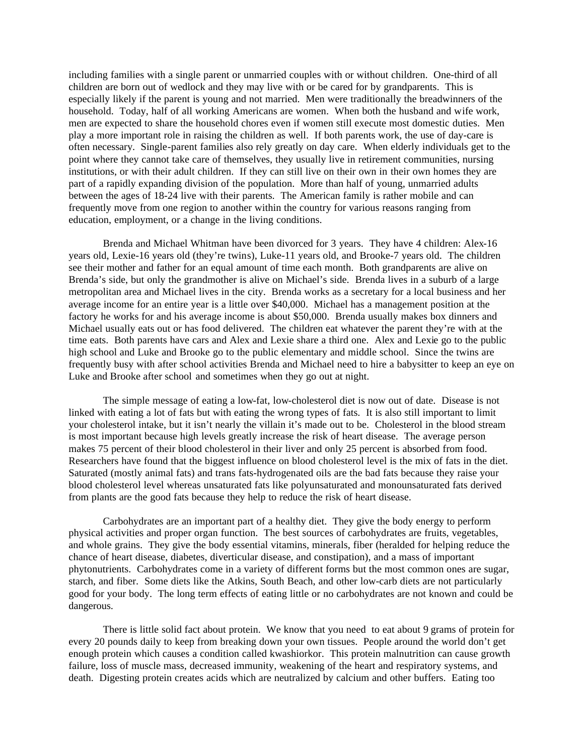including families with a single parent or unmarried couples with or without children. One-third of all children are born out of wedlock and they may live with or be cared for by grandparents. This is especially likely if the parent is young and not married. Men were traditionally the breadwinners of the household. Today, half of all working Americans are women. When both the husband and wife work, men are expected to share the household chores even if women still execute most domestic duties. Men play a more important role in raising the children as well. If both parents work, the use of day-care is often necessary. Single-parent families also rely greatly on day care. When elderly individuals get to the point where they cannot take care of themselves, they usually live in retirement communities, nursing institutions, or with their adult children. If they can still live on their own in their own homes they are part of a rapidly expanding division of the population. More than half of young, unmarried adults between the ages of 18-24 live with their parents. The American family is rather mobile and can frequently move from one region to another within the country for various reasons ranging from education, employment, or a change in the living conditions.

Brenda and Michael Whitman have been divorced for 3 years. They have 4 children: Alex-16 years old, Lexie-16 years old (they're twins), Luke-11 years old, and Brooke-7 years old. The children see their mother and father for an equal amount of time each month. Both grandparents are alive on Brenda's side, but only the grandmother is alive on Michael's side. Brenda lives in a suburb of a large metropolitan area and Michael lives in the city. Brenda works as a secretary for a local business and her average income for an entire year is a little over $40,000. Michael has a management position at the factory he works for and his average income is about $50,000. Brenda usually makes box dinners and Michael usually eats out or has food delivered. The children eat whatever the parent they're with at the time eats. Both parents have cars and Alex and Lexie share a third one. Alex and Lexie go to the public high school and Luke and Brooke go to the public elementary and middle school. Since the twins are frequently busy with after school activities Brenda and Michael need to hire a babysitter to keep an eye on Luke and Brooke after school and sometimes when they go out at night.

The simple message of eating a low-fat, low-cholesterol diet is now out of date. Disease is not linked with eating a lot of fats but with eating the wrong types of fats. It is also still important to limit your cholesterol intake, but it isn't nearly the villain it's made out to be. Cholesterol in the blood stream is most important because high levels greatly increase the risk of heart disease. The average person makes 75 percent of their blood cholesterol in their liver and only 25 percent is absorbed from food. Researchers have found that the biggest influence on blood cholesterol level is the mix of fats in the diet. Saturated (mostly animal fats) and trans fats-hydrogenated oils are the bad fats because they raise your blood cholesterol level whereas unsaturated fats like polyunsaturated and monounsaturated fats derived from plants are the good fats because they help to reduce the risk of heart disease.

Carbohydrates are an important part of a healthy diet. They give the body energy to perform physical activities and proper organ function. The best sources of carbohydrates are fruits, vegetables, and whole grains. They give the body essential vitamins, minerals, fiber (heralded for helping reduce the chance of heart disease, diabetes, diverticular disease, and constipation), and a mass of important phytonutrients. Carbohydrates come in a variety of different forms but the most common ones are sugar, starch, and fiber. Some diets like the Atkins, South Beach, and other low-carb diets are not particularly good for your body. The long term effects of eating little or no carbohydrates are not known and could be dangerous.

There is little solid fact about protein. We know that you need to eat about 9 grams of protein for every 20 pounds daily to keep from breaking down your own tissues. People around the world don't get enough protein which causes a condition called kwashiorkor. This protein malnutrition can cause growth failure, loss of muscle mass, decreased immunity, weakening of the heart and respiratory systems, and death. Digesting protein creates acids which are neutralized by calcium and other buffers. Eating too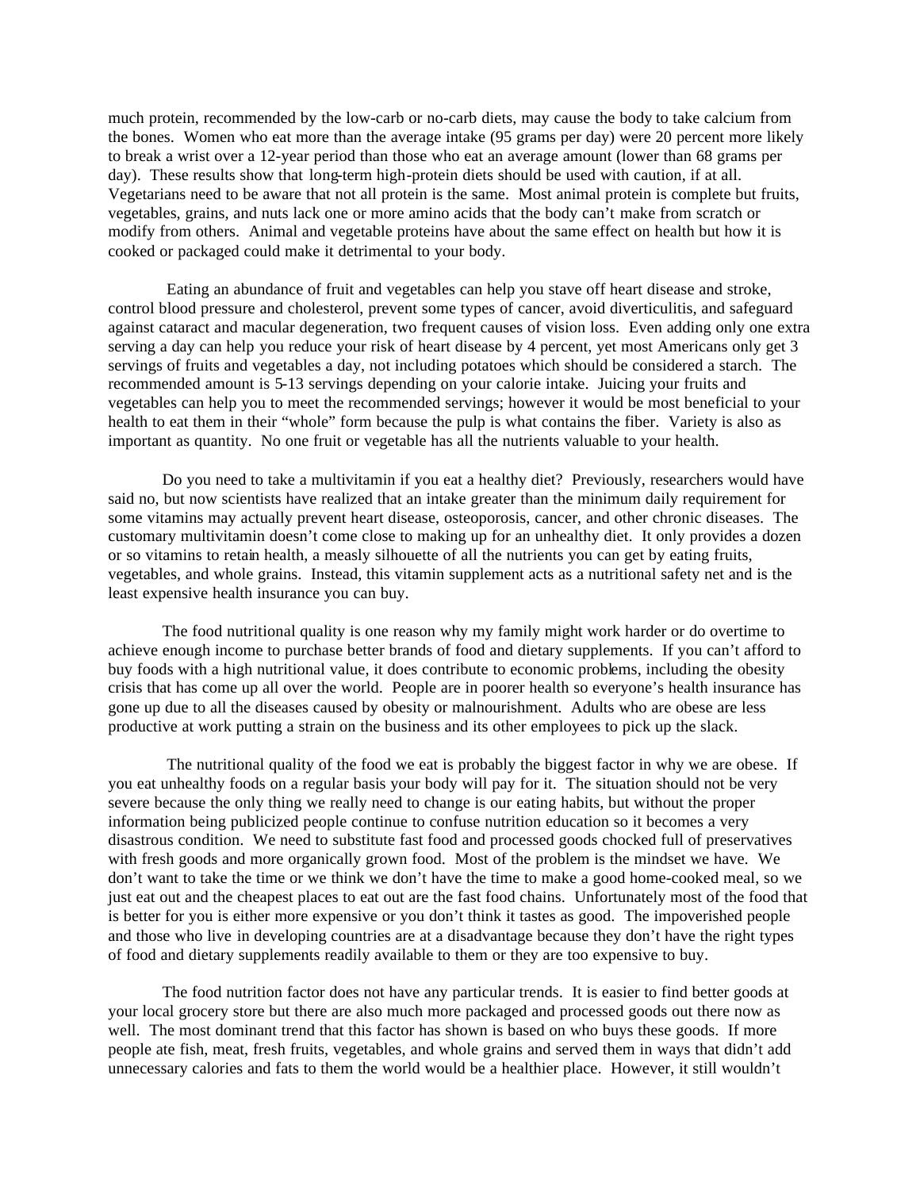much protein, recommended by the low-carb or no-carb diets, may cause the body to take calcium from the bones. Women who eat more than the average intake (95 grams per day) were 20 percent more likely to break a wrist over a 12-year period than those who eat an average amount (lower than 68 grams per day). These results show that long-term high-protein diets should be used with caution, if at all. Vegetarians need to be aware that not all protein is the same. Most animal protein is complete but fruits, vegetables, grains, and nuts lack one or more amino acids that the body can't make from scratch or modify from others. Animal and vegetable proteins have about the same effect on health but how it is cooked or packaged could make it detrimental to your body.

Eating an abundance of fruit and vegetables can help you stave off heart disease and stroke, control blood pressure and cholesterol, prevent some types of cancer, avoid diverticulitis, and safeguard against cataract and macular degeneration, two frequent causes of vision loss. Even adding only one extra serving a day can help you reduce your risk of heart disease by 4 percent, yet most Americans only get 3 servings of fruits and vegetables a day, not including potatoes which should be considered a starch. The recommended amount is 5-13 servings depending on your calorie intake. Juicing your fruits and vegetables can help you to meet the recommended servings; however it would be most beneficial to your health to eat them in their "whole" form because the pulp is what contains the fiber. Variety is also as important as quantity. No one fruit or vegetable has all the nutrients valuable to your health.

Do you need to take a multivitamin if you eat a healthy diet? Previously, researchers would have said no, but now scientists have realized that an intake greater than the minimum daily requirement for some vitamins may actually prevent heart disease, osteoporosis, cancer, and other chronic diseases. The customary multivitamin doesn't come close to making up for an unhealthy diet. It only provides a dozen or so vitamins to retain health, a measly silhouette of all the nutrients you can get by eating fruits, vegetables, and whole grains. Instead, this vitamin supplement acts as a nutritional safety net and is the least expensive health insurance you can buy.

The food nutritional quality is one reason why my family might work harder or do overtime to achieve enough income to purchase better brands of food and dietary supplements. If you can't afford to buy foods with a high nutritional value, it does contribute to economic problems, including the obesity crisis that has come up all over the world. People are in poorer health so everyone's health insurance has gone up due to all the diseases caused by obesity or malnourishment. Adults who are obese are less productive at work putting a strain on the business and its other employees to pick up the slack.

The nutritional quality of the food we eat is probably the biggest factor in why we are obese. If you eat unhealthy foods on a regular basis your body will pay for it. The situation should not be very severe because the only thing we really need to change is our eating habits, but without the proper information being publicized people continue to confuse nutrition education so it becomes a very disastrous condition. We need to substitute fast food and processed goods chocked full of preservatives with fresh goods and more organically grown food. Most of the problem is the mindset we have. We don't want to take the time or we think we don't have the time to make a good home-cooked meal, so we just eat out and the cheapest places to eat out are the fast food chains. Unfortunately most of the food that is better for you is either more expensive or you don't think it tastes as good. The impoverished people and those who live in developing countries are at a disadvantage because they don't have the right types of food and dietary supplements readily available to them or they are too expensive to buy.

The food nutrition factor does not have any particular trends. It is easier to find better goods at your local grocery store but there are also much more packaged and processed goods out there now as well. The most dominant trend that this factor has shown is based on who buys these goods. If more people ate fish, meat, fresh fruits, vegetables, and whole grains and served them in ways that didn't add unnecessary calories and fats to them the world would be a healthier place. However, it still wouldn't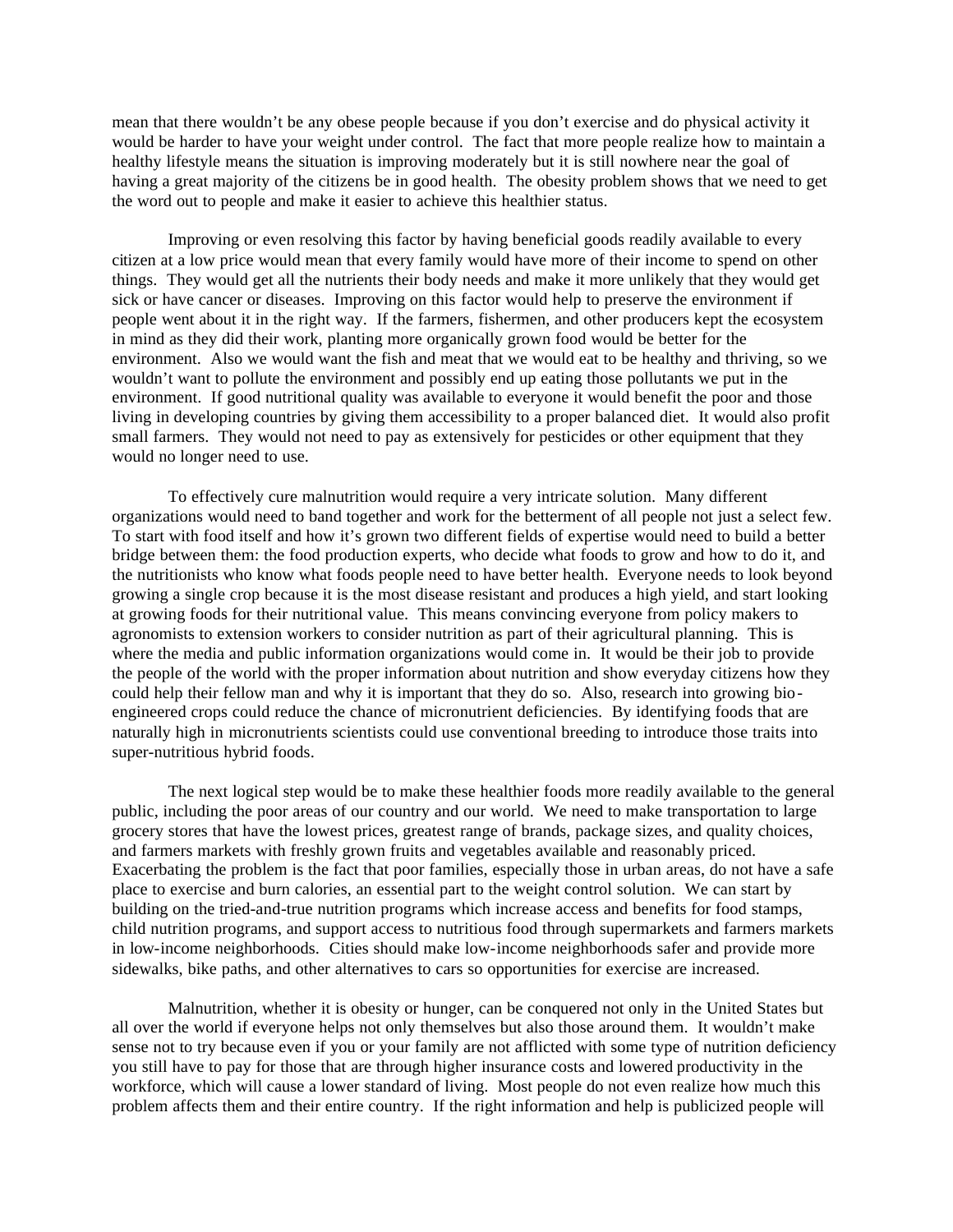mean that there wouldn't be any obese people because if you don't exercise and do physical activity it would be harder to have your weight under control. The fact that more people realize how to maintain a healthy lifestyle means the situation is improving moderately but it is still nowhere near the goal of having a great majority of the citizens be in good health. The obesity problem shows that we need to get the word out to people and make it easier to achieve this healthier status.

Improving or even resolving this factor by having beneficial goods readily available to every citizen at a low price would mean that every family would have more of their income to spend on other things. They would get all the nutrients their body needs and make it more unlikely that they would get sick or have cancer or diseases. Improving on this factor would help to preserve the environment if people went about it in the right way. If the farmers, fishermen, and other producers kept the ecosystem in mind as they did their work, planting more organically grown food would be better for the environment. Also we would want the fish and meat that we would eat to be healthy and thriving, so we wouldn't want to pollute the environment and possibly end up eating those pollutants we put in the environment. If good nutritional quality was available to everyone it would benefit the poor and those living in developing countries by giving them accessibility to a proper balanced diet. It would also profit small farmers. They would not need to pay as extensively for pesticides or other equipment that they would no longer need to use.

To effectively cure malnutrition would require a very intricate solution. Many different organizations would need to band together and work for the betterment of all people not just a select few. To start with food itself and how it's grown two different fields of expertise would need to build a better bridge between them: the food production experts, who decide what foods to grow and how to do it, and the nutritionists who know what foods people need to have better health. Everyone needs to look beyond growing a single crop because it is the most disease resistant and produces a high yield, and start looking at growing foods for their nutritional value. This means convincing everyone from policy makers to agronomists to extension workers to consider nutrition as part of their agricultural planning. This is where the media and public information organizations would come in. It would be their job to provide the people of the world with the proper information about nutrition and show everyday citizens how they could help their fellow man and why it is important that they do so. Also, research into growing bio-engineered crops could reduce the chance of micronutrient deficiencies. By identifying foods that are naturally high in micronutrients scientists could use conventional breeding to introduce those traits into super-nutritious hybrid foods.

The next logical step would be to make these healthier foods more readily available to the general public, including the poor areas of our country and our world. We need to make transportation to large grocery stores that have the lowest prices, greatest range of brands, package sizes, and quality choices, and farmers markets with freshly grown fruits and vegetables available and reasonably priced. Exacerbating the problem is the fact that poor families, especially those in urban areas, do not have a safe place to exercise and burn calories, an essential part to the weight control solution. We can start by building on the tried-and-true nutrition programs which increase access and benefits for food stamps, child nutrition programs, and support access to nutritious food through supermarkets and farmers markets in low-income neighborhoods. Cities should make low-income neighborhoods safer and provide more sidewalks, bike paths, and other alternatives to cars so opportunities for exercise are increased.

Malnutrition, whether it is obesity or hunger, can be conquered not only in the United States but all over the world if everyone helps not only themselves but also those around them. It wouldn't make sense not to try because even if you or your family are not afflicted with some type of nutrition deficiency you still have to pay for those that are through higher insurance costs and lowered productivity in the workforce, which will cause a lower standard of living. Most people do not even realize how much this problem affects them and their entire country. If the right information and help is publicized people will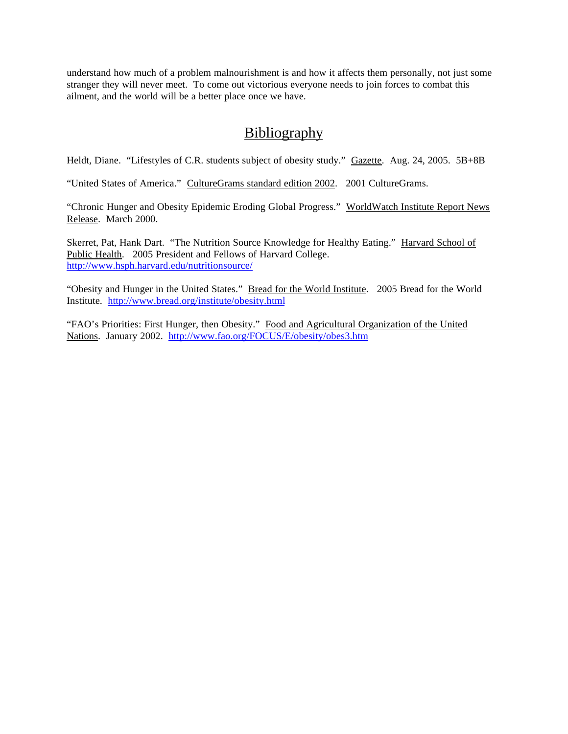understand how much of a problem malnourishment is and how it affects them personally, not just some stranger they will never meet. To come out victorious everyone needs to join forces to combat this ailment, and the world will be a better place once we have.

# Bibliography

Heldt, Diane. "Lifestyles of C.R. students subject of obesity study." Gazette. Aug. 24, 2005. 5B+8B

"United States of America." CultureGrams standard edition 2002. 2001 CultureGrams.

"Chronic Hunger and Obesity Epidemic Eroding Global Progress." WorldWatch Institute Report News Release. March 2000.

Skerret, Pat, Hank Dart. "The Nutrition Source Knowledge for Healthy Eating." Harvard School of Public Health. 2005 President and Fellows of Harvard College. http://www.hsph.harvard.edu/nutritionsource/

"Obesity and Hunger in the United States." Bread for the World Institute. 2005 Bread for the World Institute. http://www.bread.org/institute/obesity.html

"FAO's Priorities: First Hunger, then Obesity." Food and Agricultural Organization of the United Nations. January 2002. http://www.fao.org/FOCUS/E/obesity/obes3.htm